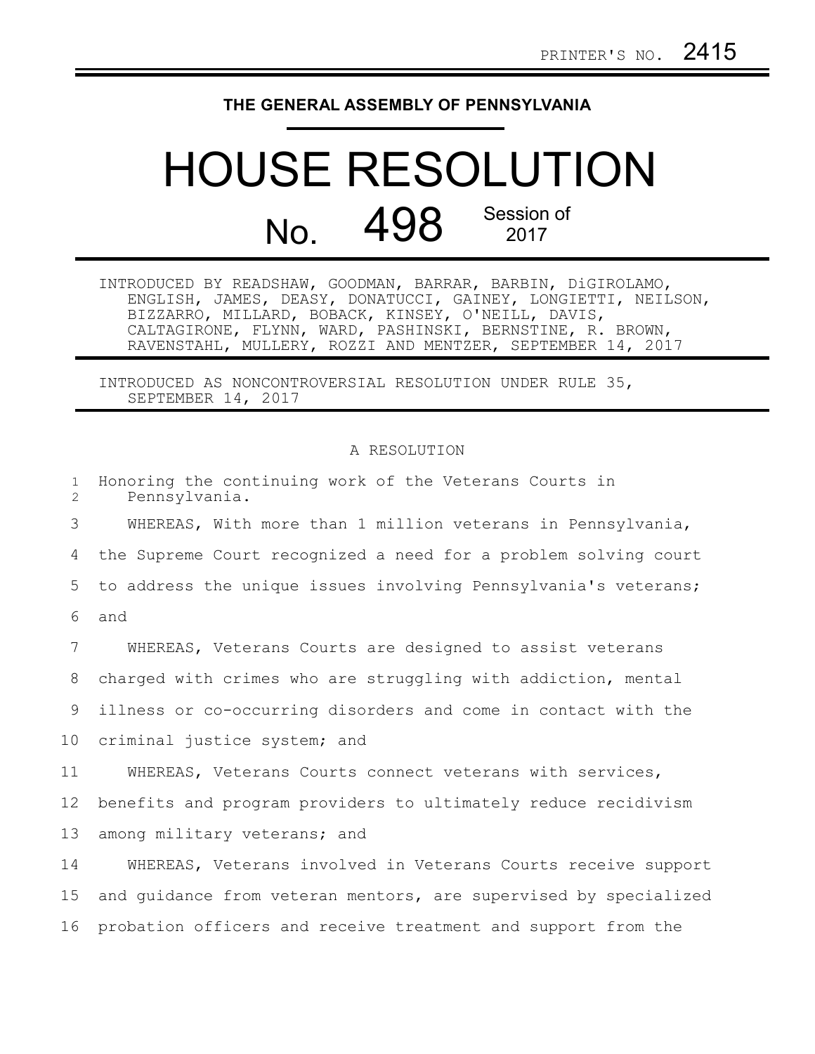PRINTER'S NO. 2415

**THE GENERAL ASSEMBLY OF PENNSYLVANIA**

# HOUSE RESOLUTION

## No. 498 Session of 2017

INTRODUCED BY READSHAW, GOODMAN, BARRAR, BARBIN, DiGIROLAMO, ENGLISH, JAMES, DEASY, DONATUCCI, GAINEY, LONGIETTI, NEILSON, BIZZARRO, MILLARD, BOBACK, KINSEY, O'NEILL, DAVIS, CALTAGIRONE, FLYNN, WARD, PASHINSKI, BERNSTINE, R. BROWN, RAVENSTAHL, MULLERY, ROZZI AND MENTZER, SEPTEMBER 14, 2017

INTRODUCED AS NONCONTROVERSIAL RESOLUTION UNDER RULE 35, SEPTEMBER 14, 2017

A RESOLUTION

Honoring the continuing work of the Veterans Courts in Pennsylvania.

WHEREAS, With more than 1 million veterans in Pennsylvania, the Supreme Court recognized a need for a problem solving court to address the unique issues involving Pennsylvania's veterans; and

WHEREAS, Veterans Courts are designed to assist veterans charged with crimes who are struggling with addiction, mental illness or co-occurring disorders and come in contact with the criminal justice system; and

WHEREAS, Veterans Courts connect veterans with services, benefits and program providers to ultimately reduce recidivism among military veterans; and

WHEREAS, Veterans involved in Veterans Courts receive support and guidance from veteran mentors, are supervised by specialized probation officers and receive treatment and support from the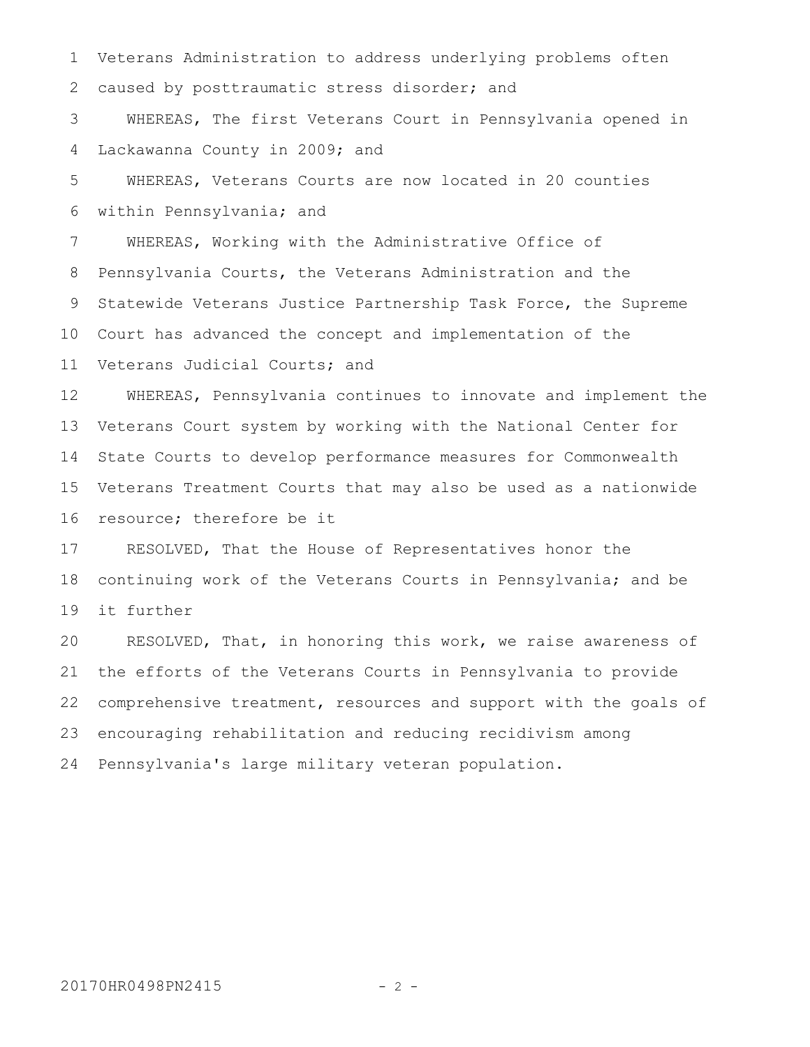Veterans Administration to address underlying problems often caused by posttraumatic stress disorder; and

WHEREAS, The first Veterans Court in Pennsylvania opened in Lackawanna County in 2009; and

WHEREAS, Veterans Courts are now located in 20 counties within Pennsylvania; and

WHEREAS, Working with the Administrative Office of Pennsylvania Courts, the Veterans Administration and the Statewide Veterans Justice Partnership Task Force, the Supreme Court has advanced the concept and implementation of the Veterans Judicial Courts; and

WHEREAS, Pennsylvania continues to innovate and implement the Veterans Court system by working with the National Center for State Courts to develop performance measures for Commonwealth Veterans Treatment Courts that may also be used as a nationwide resource; therefore be it

RESOLVED, That the House of Representatives honor the continuing work of the Veterans Courts in Pennsylvania; and be it further

RESOLVED, That, in honoring this work, we raise awareness of the efforts of the Veterans Courts in Pennsylvania to provide comprehensive treatment, resources and support with the goals of encouraging rehabilitation and reducing recidivism among Pennsylvania's large military veteran population.